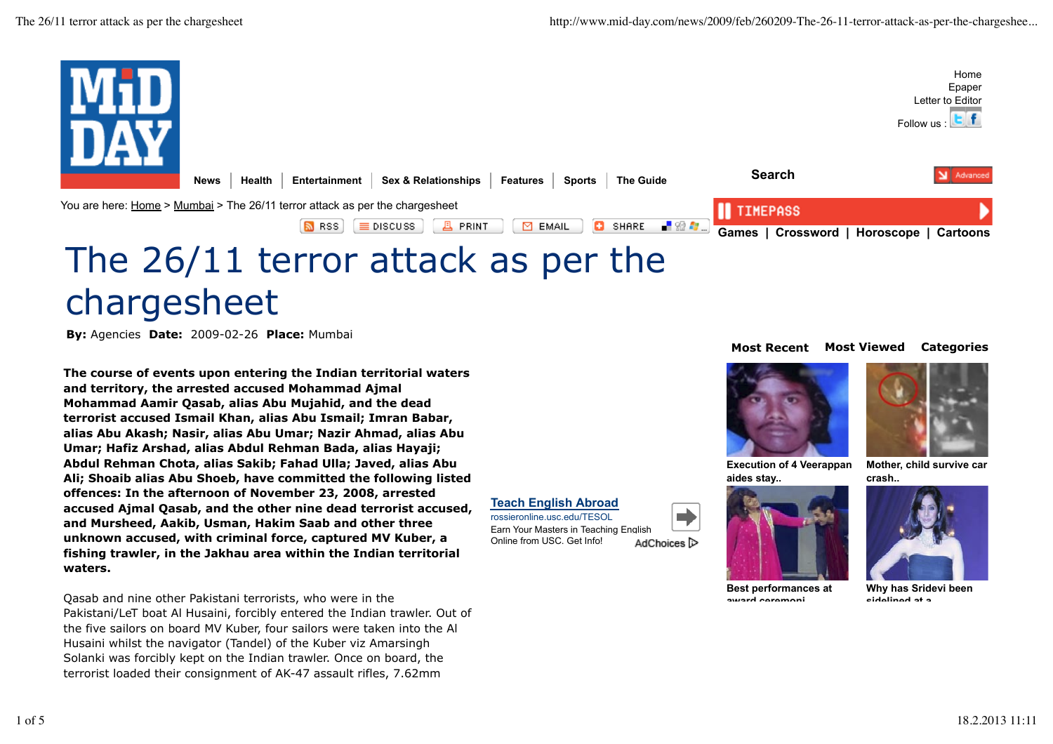# The 26/11 terror attack as per the chargesheet

**By:** Agencies **Date:** 2009-02-26 **Place:** Mumbai

**The course of events upon entering the Indian territorial waters and territory, the arrested accused Mohammad Ajmal Mohammad Aamir Qasab, alias Abu Mujahid, and the dead terrorist accused Ismail Khan, alias Abu Ismail; Imran Babar, alias Abu Akash; Nasir, alias Abu Umar; Nazir Ahmad, alias Abu Umar; Hafiz Arshad, alias Abdul Rehman Bada, alias Hayaji; Abdul Rehman Chota, alias Sakib; Fahad Ulla; Javed, alias Abu Ali; Shoaib alias Abu Shoeb, have committed the following listed offences: In the afternoon of November 23, 2008, arrested accused Ajmal Qasab, and the other nine dead terrorist accused, and Mursheed, Aakib, Usman, Hakim Saab and other three unknown accused, with criminal force, captured MV Kuber, a fishing trawler, in the Jakhau area within the Indian territorial waters.**

Qasab and nine other Pakistani terrorists, who were in the Pakistani/LeT boat Al Husaini, forcibly entered the Indian trawler. Out of the five sailors on board MV Kuber, four sailors were taken into the Al Husaini whilst the navigator (Tandel) of the Kuber viz Amarsingh Solanki was forcibly kept on the Indian trawler. Once on board, the terrorist loaded their consignment of AK-47 assault rifles, 7.62mm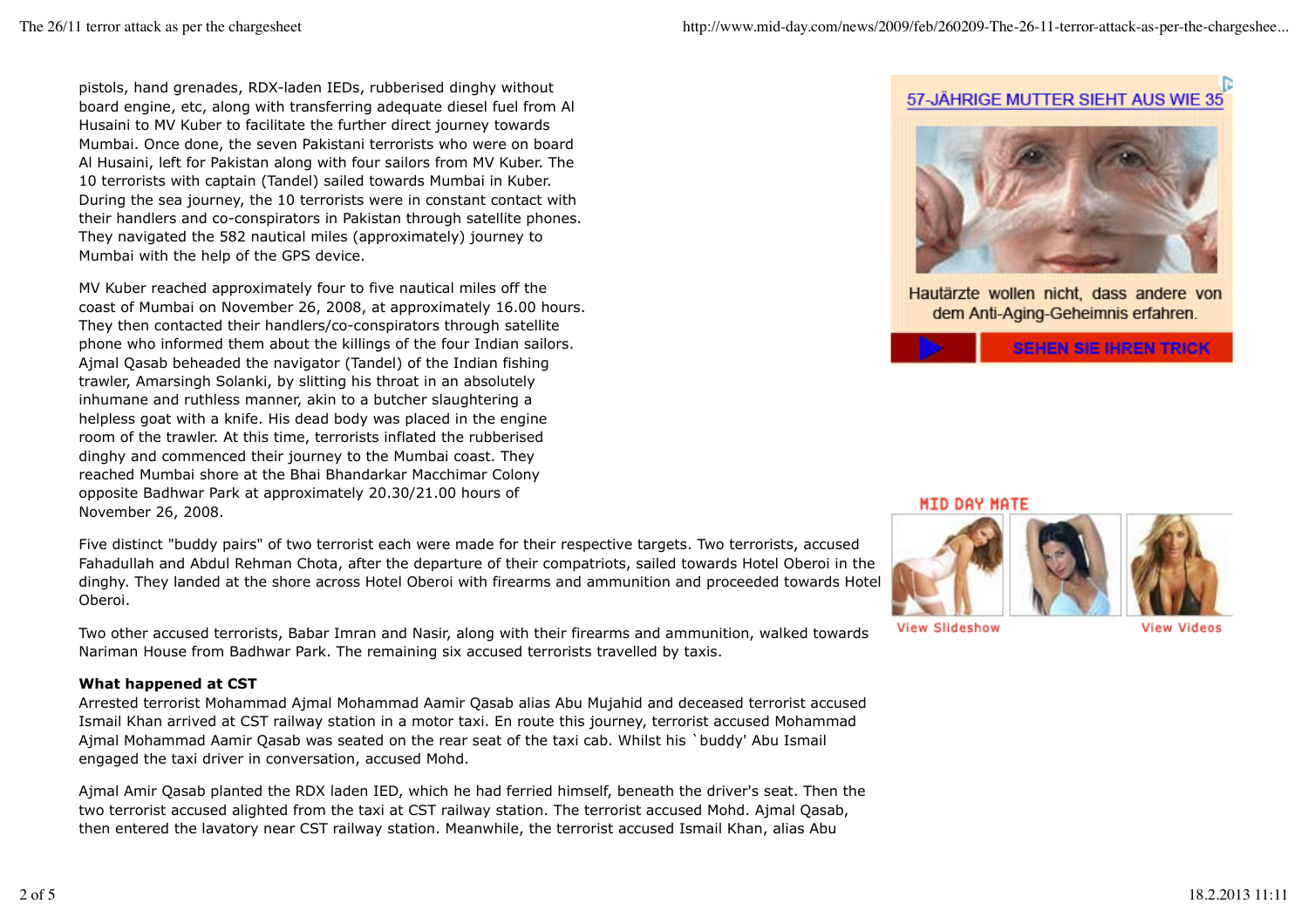pistols, hand grenades, RDX-laden IEDs, rubberised dinghy without board engine, etc, along with transferring adequate diesel fuel from Al Husaini to MV Kuber to facilitate the further direct journey towards Mumbai. Once done, the seven Pakistani terrorists who were on board Al Husaini, left for Pakistan along with four sailors from MV Kuber. The 10 terrorists with captain (Tandel) sailed towards Mumbai in Kuber. During the sea journey, the 10 terrorists were in constant contact with their handlers and co-conspirators in Pakistan through satellite phones. They navigated the 582 nautical miles (approximately) journey to Mumbai with the help of the GPS device.

MV Kuber reached approximately four to five nautical miles off the coast of Mumbai on November 26, 2008, at approximately 16.00 hours. They then contacted their handlers/co-conspirators through satellite phone who informed them about the killings of the four Indian sailors. Ajmal Qasab beheaded the navigator (Tandel) of the Indian fishing trawler, Amarsingh Solanki, by slitting his throat in an absolutely inhumane and ruthless manner, akin to a butcher slaughtering a helpless goat with a knife. His dead body was placed in the engine room of the trawler. At this time, terrorists inflated the rubberised dinghy and commenced their journey to the Mumbai coast. They reached Mumbai shore at the Bhai Bhandarkar Macchimar Colony opposite Badhwar Park at approximately 20.30/21.00 hours of November 26, 2008.

Five distinct "buddy pairs" of two terrorist each were made for their respective targets. Two terrorists, accused Fahadullah and Abdul Rehman Chota, after the departure of their compatriots, sailed towards Hotel Oberoi in the dinghy. They landed at the shore across Hotel Oberoi with firearms and ammunition and proceeded towards Hotel Oberoi.

Two other accused terrorists, Babar Imran and Nasir, along with their firearms and ammunition, walked towards Nariman House from Badhwar Park. The remaining six accused terrorists travelled by taxis.

**What happened at CST**

Arrested terrorist Mohammad Ajmal Mohammad Aamir Qasab alias Abu Mujahid and deceased terrorist accused Ismail Khan arrived at CST railway station in a motor taxi. En route this journey, terrorist accused Mohammad Ajmal Mohammad Aamir Qasab was seated on the rear seat of the taxi cab. Whilst his `buddy' Abu Ismail engaged the taxi driver in conversation, accused Mohd.

Ajmal Amir Qasab planted the RDX laden IED, which he had ferried himself, beneath the driver's seat. Then the two terrorist accused alighted from the taxi at CST railway station. The terrorist accused Mohd. Ajmal Qasab, then entered the lavatory near CST railway station. Meanwhile, the terrorist accused Ismail Khan, alias Abu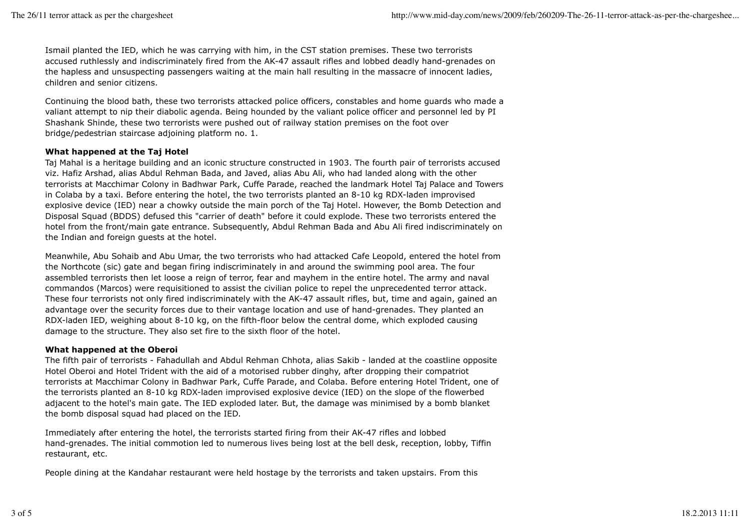Ismail planted the IED, which he was carrying with him, in the CST station premises. These two terrorists accused ruthlessly and indiscriminately fired from the AK-47 assault rifles and lobbed deadly hand-grenades on the hapless and unsuspecting passengers waiting at the main hall resulting in the massacre of innocent ladies, children and senior citizens.

Continuing the blood bath, these two terrorists attacked police officers, constables and home guards who made a valiant attempt to nip their diabolic agenda. Being hounded by the valiant police officer and personnel led by PI Shashank Shinde, these two terrorists were pushed out of railway station premises on the foot over bridge/pedestrian staircase adjoining platform no. 1.

**What happened at the Taj Hotel**

Taj Mahal is a heritage building and an iconic structure constructed in 1903. The fourth pair of terrorists accused viz. Hafiz Arshad, alias Abdul Rehman Bada, and Javed, alias Abu Ali, who had landed along with the other terrorists at Macchimar Colony in Badhwar Park, Cuffe Parade, reached the landmark Hotel Taj Palace and Towers in Colaba by a taxi. Before entering the hotel, the two terrorists planted an 8-10 kg RDX-laden improvised explosive device (IED) near a chowky outside the main porch of the Taj Hotel. However, the Bomb Detection and Disposal Squad (BDDS) defused this "carrier of death" before it could explode. These two terrorists entered the hotel from the front/main gate entrance. Subsequently, Abdul Rehman Bada and Abu Ali fired indiscriminately on the Indian and foreign guests at the hotel.

Meanwhile, Abu Sohaib and Abu Umar, the two terrorists who had attacked Cafe Leopold, entered the hotel from the Northcote (sic) gate and began firing indiscriminately in and around the swimming pool area. The four assembled terrorists then let loose a reign of terror, fear and mayhem in the entire hotel. The army and naval commandos (Marcos) were requisitioned to assist the civilian police to repel the unprecedented terror attack. These four terrorists not only fired indiscriminately with the AK-47 assault rifles, but, time and again, gained an advantage over the security forces due to their vantage location and use of hand-grenades. They planted an RDX-laden IED, weighing about 8-10 kg, on the fifth-floor below the central dome, which exploded causing damage to the structure. They also set fire to the sixth floor of the hotel.

**What happened at the Oberoi**

The fifth pair of terrorists - Fahadullah and Abdul Rehman Chhota, alias Sakib - landed at the coastline opposite Hotel Oberoi and Hotel Trident with the aid of a motorised rubber dinghy, after dropping their compatriot terrorists at Macchimar Colony in Badhwar Park, Cuffe Parade, and Colaba. Before entering Hotel Trident, one of the terrorists planted an 8-10 kg RDX-laden improvised explosive device (IED) on the slope of the flowerbed adjacent to the hotel's main gate. The IED exploded later. But, the damage was minimised by a bomb blanket the bomb disposal squad had placed on the IED.

Immediately after entering the hotel, the terrorists started firing from their AK-47 rifles and lobbed hand-grenades. The initial commotion led to numerous lives being lost at the bell desk, reception, lobby, Tiffin restaurant, etc.

People dining at the Kandahar restaurant were held hostage by the terrorists and taken upstairs. From this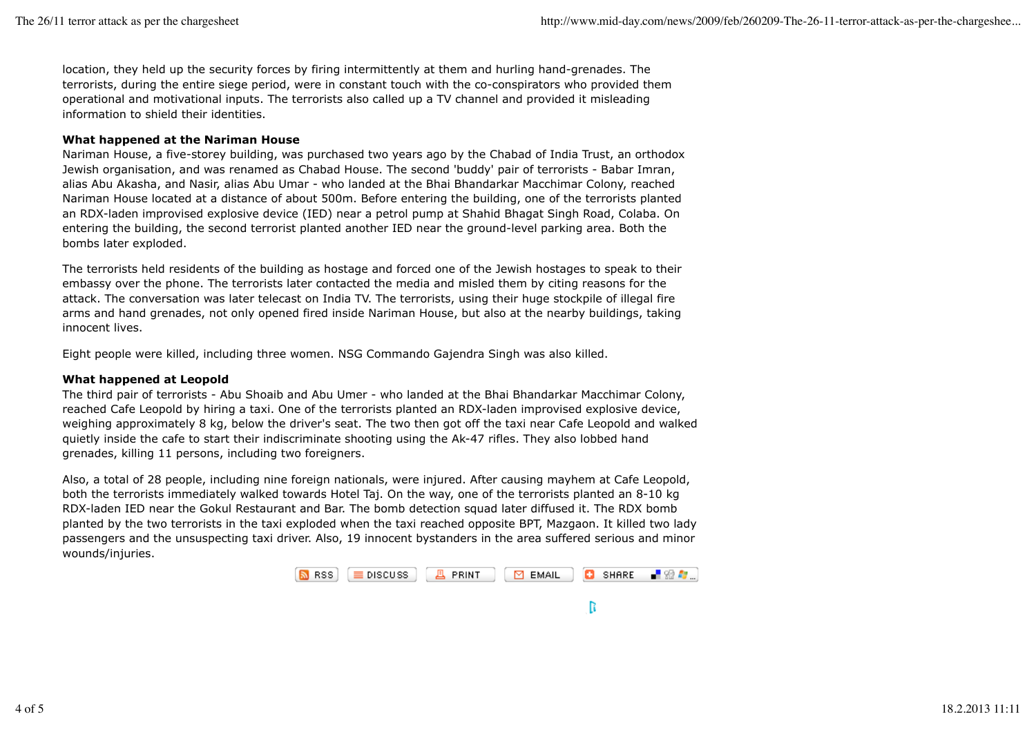location, they held up the security forces by firing intermittently at them and hurling hand-grenades. The terrorists, during the entire siege period, were in constant touch with the co-conspirators who provided them operational and motivational inputs. The terrorists also called up a TV channel and provided it misleading information to shield their identities.

**What happened at the Nariman House**

Nariman House, a five-storey building, was purchased two years ago by the Chabad of India Trust, an orthodox Jewish organisation, and was renamed as Chabad House. The second 'buddy' pair of terrorists - Babar Imran, alias Abu Akasha, and Nasir, alias Abu Umar - who landed at the Bhai Bhandarkar Macchimar Colony, reached Nariman House located at a distance of about 500m. Before entering the building, one of the terrorists planted an RDX-laden improvised explosive device (IED) near a petrol pump at Shahid Bhagat Singh Road, Colaba. On entering the building, the second terrorist planted another IED near the ground-level parking area. Both the bombs later exploded.

The terrorists held residents of the building as hostage and forced one of the Jewish hostages to speak to their embassy over the phone. The terrorists later contacted the media and misled them by citing reasons for the attack. The conversation was later telecast on India TV. The terrorists, using their huge stockpile of illegal fire arms and hand grenades, not only opened fired inside Nariman House, but also at the nearby buildings, taking innocent lives.

Eight people were killed, including three women. NSG Commando Gajendra Singh was also killed.

**What happened at Leopold**

The third pair of terrorists - Abu Shoaib and Abu Umer - who landed at the Bhai Bhandarkar Macchimar Colony, reached Cafe Leopold by hiring a taxi. One of the terrorists planted an RDX-laden improvised explosive device, weighing approximately 8 kg, below the driver's seat. The two then got off the taxi near Cafe Leopold and walked quietly inside the cafe to start their indiscriminate shooting using the Ak-47 rifles. They also lobbed hand grenades, killing 11 persons, including two foreigners.

Also, a total of 28 people, including nine foreign nationals, were injured. After causing mayhem at Cafe Leopold, both the terrorists immediately walked towards Hotel Taj. On the way, one of the terrorists planted an 8-10 kg RDX-laden IED near the Gokul Restaurant and Bar. The bomb detection squad later diffused it. The RDX bomb planted by the two terrorists in the taxi exploded when the taxi reached opposite BPT, Mazgaon. It killed two lady passengers and the unsuspecting taxi driver. Also, 19 innocent bystanders in the area suffered serious and minor wounds/injuries.